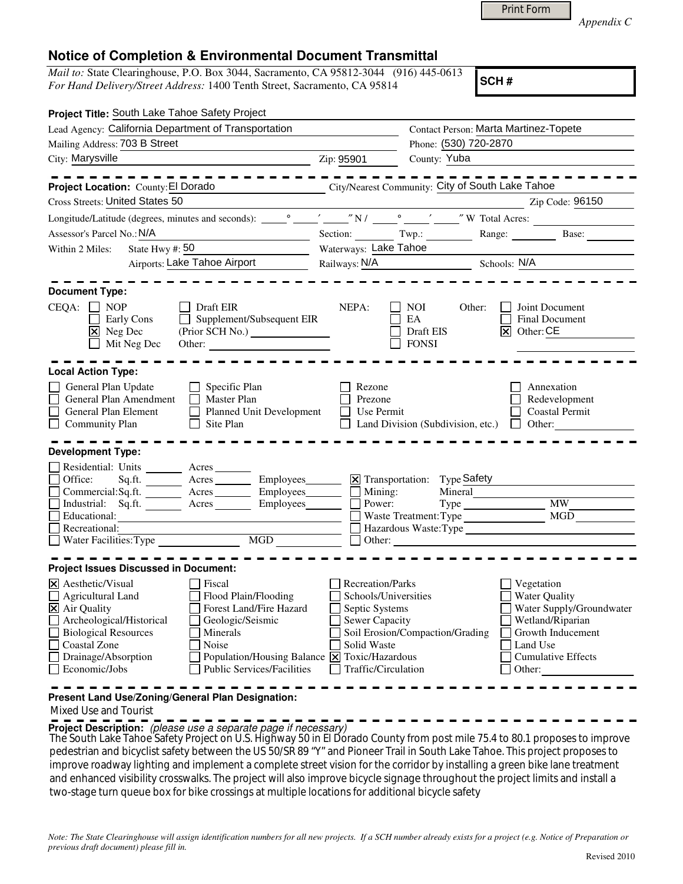Print Form

*Appendix C*

# Notice of Completion & Environmental Document Transmittal

*Mail to:* State Clearinghouse, P.O. Box 3044, Sacramento, CA 95812-3044 (916) 445-0613
*For Hand Delivery/Street Address:* 1400 Tenth Street, Sacramento, CA 95814

**SCH #**

**Project Title:** South Lake Tahoe Safety Project

Lead Agency: California Department of Transportation
Contact Person: Marta Martinez-Topete
Mailing Address: 703 B Street
Phone: (530) 720-2870
City: Marysville
Zip: 95901
County: Yuba

**Project Location:** County: El Dorado
City/Nearest Community: City of South Lake Tahoe
Cross Streets: United States 50
Zip Code: 96150
Longitude/Latitude (degrees, minutes and seconds): ____° ____′ ____″ N / ____° ____′ ____″ W Total Acres: ____
Assessor's Parcel No.: N/A
Section: ____ Twp.: ____ Range: ____ Base: ____
Within 2 Miles: State Hwy #: 50
Waterways: Lake Tahoe
Airports: Lake Tahoe Airport
Railways: N/A
Schools: N/A

**Document Type:**

CEQA:
- [ ] NOP
- [ ] Early Cons
- [x] Neg Dec
- [ ] Mit Neg Dec
- [ ] Draft EIR
- [ ] Supplement/Subsequent EIR (Prior SCH No.) ____
- Other: ____

NEPA:
- [ ] NOI
- [ ] EA
- [ ] Draft EIS
- [ ] FONSI

Other:
- [ ] Joint Document
- [ ] Final Document
- [x] Other: CE

**Local Action Type:**

- [ ] General Plan Update
- [ ] General Plan Amendment
- [ ] General Plan Element
- [ ] Community Plan
- [ ] Specific Plan
- [ ] Master Plan
- [ ] Planned Unit Development
- [ ] Site Plan
- [ ] Rezone
- [ ] Prezone
- [ ] Use Permit
- [ ] Land Division (Subdivision, etc.)
- [ ] Annexation
- [ ] Redevelopment
- [ ] Coastal Permit
- [ ] Other: ____

**Development Type:**

- [ ] Residential: Units ____ Acres ____
- [ ] Office: Sq.ft. ____ Acres ____ Employees ____
- [ ] Commercial: Sq.ft. ____ Acres ____ Employees ____
- [ ] Industrial: Sq.ft. ____ Acres ____ Employees ____
- [ ] Educational: ____
- [ ] Recreational: ____
- [ ] Water Facilities: Type ____ MGD ____
- [x] Transportation: Type Safety
- [ ] Mining: Mineral ____
- [ ] Power: Type ____ MW ____
- [ ] Waste Treatment: Type ____ MGD ____
- [ ] Hazardous Waste: Type ____
- [ ] Other: ____

**Project Issues Discussed in Document:**

- [x] Aesthetic/Visual
- [ ] Agricultural Land
- [x] Air Quality
- [ ] Archeological/Historical
- [ ] Biological Resources
- [ ] Coastal Zone
- [ ] Drainage/Absorption
- [ ] Economic/Jobs
- [ ] Fiscal
- [ ] Flood Plain/Flooding
- [ ] Forest Land/Fire Hazard
- [ ] Geologic/Seismic
- [ ] Minerals
- [ ] Noise
- [ ] Population/Housing Balance
- [ ] Public Services/Facilities
- [ ] Recreation/Parks
- [ ] Schools/Universities
- [ ] Septic Systems
- [ ] Sewer Capacity
- [ ] Soil Erosion/Compaction/Grading
- [ ] Solid Waste
- [x] Toxic/Hazardous
- [ ] Traffic/Circulation
- [ ] Vegetation
- [ ] Water Quality
- [ ] Water Supply/Groundwater
- [ ] Wetland/Riparian
- [ ] Growth Inducement
- [ ] Land Use
- [ ] Cumulative Effects
- [ ] Other: ____

**Present Land Use/Zoning/General Plan Designation:**

Mixed Use and Tourist

**Project Description:** *(please use a separate page if necessary)*

The South Lake Tahoe Safety Project on U.S. Highway 50 in El Dorado County from post mile 75.4 to 80.1 proposes to improve pedestrian and bicyclist safety between the US 50/SR 89 "Y" and Pioneer Trail in South Lake Tahoe. This project proposes to improve roadway lighting and implement a complete street vision for the corridor by installing a green bike lane treatment and enhanced visibility crosswalks. The project will also improve bicycle signage throughout the project limits and install a two-stage turn queue box for bike crossings at multiple locations for additional bicycle safety

*Note: The State Clearinghouse will assign identification numbers for all new projects. If a SCH number already exists for a project (e.g. Notice of Preparation or previous draft document) please fill in.*

Revised 2010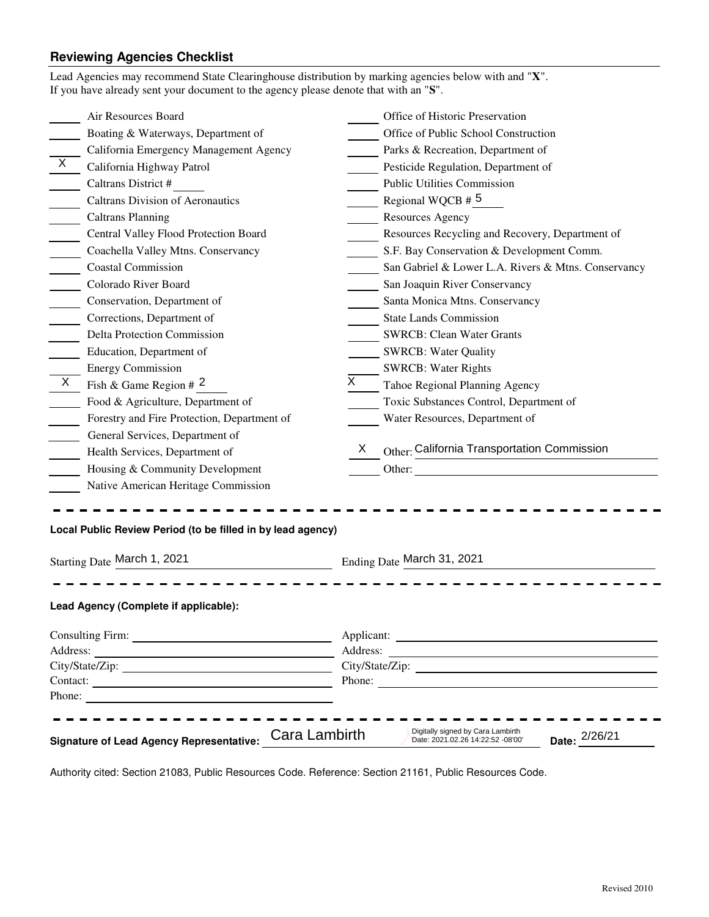## Reviewing Agencies Checklist

Lead Agencies may recommend State Clearinghouse distribution by marking agencies below with and "**X**".
If you have already sent your document to the agency please denote that with an "**S**".

| | | | |
|---|---|---|---|
| | Air Resources Board | | Office of Historic Preservation |
| | Boating & Waterways, Department of | | Office of Public School Construction |
| | California Emergency Management Agency | | Parks & Recreation, Department of |
| X | California Highway Patrol | | Pesticide Regulation, Department of |
| | Caltrans District # ____ | | Public Utilities Commission |
| | Caltrans Division of Aeronautics | | Regional WQCB # 5 |
| | Caltrans Planning | | Resources Agency |
| | Central Valley Flood Protection Board | | Resources Recycling and Recovery, Department of |
| | Coachella Valley Mtns. Conservancy | | S.F. Bay Conservation & Development Comm. |
| | Coastal Commission | | San Gabriel & Lower L.A. Rivers & Mtns. Conservancy |
| | Colorado River Board | | San Joaquin River Conservancy |
| | Conservation, Department of | | Santa Monica Mtns. Conservancy |
| | Corrections, Department of | | State Lands Commission |
| | Delta Protection Commission | | SWRCB: Clean Water Grants |
| | Education, Department of | | SWRCB: Water Quality |
| | Energy Commission | | SWRCB: Water Rights |
| X | Fish & Game Region # 2 | X | Tahoe Regional Planning Agency |
| | Food & Agriculture, Department of | | Toxic Substances Control, Department of |
| | Forestry and Fire Protection, Department of | | Water Resources, Department of |
| | General Services, Department of | | |
| | Health Services, Department of | X | Other: California Transportation Commission |
| | Housing & Community Development | | Other: |
| | Native American Heritage Commission | | |

---

**Local Public Review Period (to be filled in by lead agency)**

Starting Date March 1, 2021 Ending Date March 31, 2021

---

**Lead Agency (Complete if applicable):**

Consulting Firm:
Address:
City/State/Zip:
Contact:
Phone:

Applicant:
Address:
City/State/Zip:
Phone:

---

**Signature of Lead Agency Representative:** Cara Lambirth Digitally signed by Cara Lambirth Date: 2021.02.26 14:22:52 -08'00' **Date:** 2/26/21

Authority cited: Section 21083, Public Resources Code. Reference: Section 21161, Public Resources Code.

Revised 2010